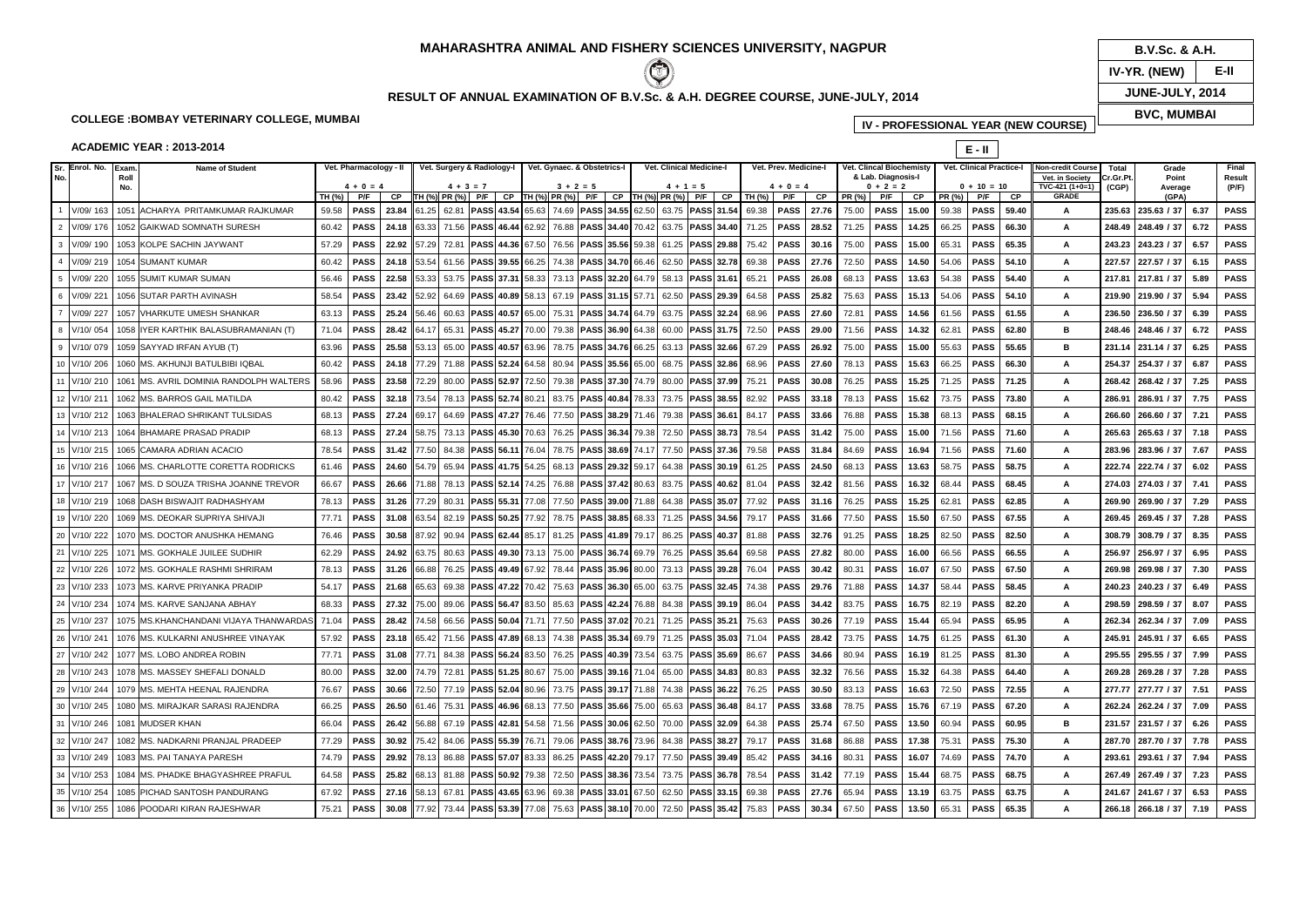# MAHARASHTRA ANIMAL AND FISHERY SCIENCES UNIVERSITY, NAGPUR

## RESULT OF ANNUAL EXAMINATION OF B.V.Sc. & A.H. DEGREE COURSE, JUNE-JULY, 2014

| B.V.Sc. & A.H. | |
|---|---|
| IV-YR. (NEW) | E-II |
| JUNE-JULY, 2014 | |
| BVC, MUMBAI | |

**COLLEGE :BOMBAY VETERINARY COLLEGE, MUMBAI**

**IV - PROFESSIONAL YEAR (NEW COURSE)**

**ACADEMIC YEAR : 2013-2014**

**E - II**

| Sr. No. | Enrol. No. | Exam. Roll No. | Name of Student | Vet. Pharmacology - II (4 + 0 = 4) | | | Vet. Surgery & Radiology-I (4 + 3 = 7) | | | | Vet. Gynaec. & Obstetrics-I (3 + 2 = 5) | | | | Vet. Clinical Medicine-I (4 + 1 = 5) | | | | Vet. Prev. Medicine-I (4 + 0 = 4) | | | Vet. Clincal Biochemisty & Lab. Diagnosis-I (0 + 2 = 2) | | | Vet. Clinical Practice-I (0 + 10 = 10) | | | Non-credit Course Vet. in Society TVC-421 (1+0=1) | Total Cr.Gr.Pt. (CGP) | Grade Point Average (GPA) | | Final Result (P/F) |
|---|---|---|---|---|---|---|---|---|---|---|---|---|---|---|---|---|---|---|---|---|---|---|---|---|---|---|---|---|---|---|---|
| | | | | TH (%) | P/F | CP | TH (%) | PR (%) | P/F | CP | TH (%) | PR (%) | P/F | CP | TH (%) | PR (%) | P/F | CP | TH (%) | P/F | CP | PR (%) | P/F | CP | PR (%) | P/F | CP | GRADE | | | | |
| 1 | V/09/ 163 | 1051 | ACHARYA PRITAMKUMAR RAJKUMAR | 59.58 | PASS | 23.84 | 61.25 | 62.81 | PASS | 43.54 | 65.63 | 74.69 | PASS | 34.55 | 62.50 | 63.75 | PASS | 31.54 | 69.38 | PASS | 27.76 | 75.00 | PASS | 15.00 | 59.38 | PASS | 59.40 | A | 235.63 | 235.63 / 37 | 6.37 | PASS |
| 2 | V/09/ 176 | 1052 | GAIKWAD SOMNATH SURESH | 60.42 | PASS | 24.18 | 63.33 | 71.56 | PASS | 46.44 | 62.92 | 76.88 | PASS | 34.40 | 70.42 | 63.75 | PASS | 34.40 | 71.25 | PASS | 28.52 | 71.25 | PASS | 14.25 | 66.25 | PASS | 66.30 | A | 248.49 | 248.49 / 37 | 6.72 | PASS |
| 3 | V/09/ 190 | 1053 | KOLPE SACHIN JAYWANT | 57.29 | PASS | 22.92 | 57.29 | 72.81 | PASS | 44.36 | 67.50 | 76.56 | PASS | 35.56 | 59.38 | 61.25 | PASS | 29.88 | 75.42 | PASS | 30.16 | 75.00 | PASS | 15.00 | 65.31 | PASS | 65.35 | A | 243.23 | 243.23 / 37 | 6.57 | PASS |
| 4 | V/09/ 219 | 1054 | SUMANT KUMAR | 60.42 | PASS | 24.18 | 53.54 | 61.56 | PASS | 39.55 | 66.25 | 74.38 | PASS | 34.70 | 66.46 | 62.50 | PASS | 32.78 | 69.38 | PASS | 27.76 | 72.50 | PASS | 14.50 | 54.06 | PASS | 54.10 | A | 227.57 | 227.57 / 37 | 6.15 | PASS |
| 5 | V/09/ 220 | 1055 | SUMIT KUMAR SUMAN | 56.46 | PASS | 22.58 | 53.33 | 53.75 | PASS | 37.31 | 58.33 | 73.13 | PASS | 32.20 | 64.79 | 58.13 | PASS | 31.61 | 65.21 | PASS | 26.08 | 68.13 | PASS | 13.63 | 54.38 | PASS | 54.40 | A | 217.81 | 217.81 / 37 | 5.89 | PASS |
| 6 | V/09/ 221 | 1056 | SUTAR PARTH AVINASH | 58.54 | PASS | 23.42 | 52.92 | 64.69 | PASS | 40.89 | 58.13 | 67.19 | PASS | 31.15 | 57.71 | 62.50 | PASS | 29.39 | 64.58 | PASS | 25.82 | 75.63 | PASS | 15.13 | 54.06 | PASS | 54.10 | A | 219.90 | 219.90 / 37 | 5.94 | PASS |
| 7 | V/09/ 227 | 1057 | VHARKUTE UMESH SHANKAR | 63.13 | PASS | 25.24 | 56.46 | 60.63 | PASS | 40.57 | 65.00 | 75.31 | PASS | 34.74 | 64.79 | 63.75 | PASS | 32.24 | 68.96 | PASS | 27.60 | 72.81 | PASS | 14.56 | 61.56 | PASS | 61.55 | A | 236.50 | 236.50 / 37 | 6.39 | PASS |
| 8 | V/10/ 054 | 1058 | IYER KARTHIK BALASUBRAMANIAN (T) | 71.04 | PASS | 28.42 | 64.17 | 65.31 | PASS | 45.27 | 70.00 | 79.38 | PASS | 36.90 | 64.38 | 60.00 | PASS | 31.75 | 72.50 | PASS | 29.00 | 71.56 | PASS | 14.32 | 62.81 | PASS | 62.80 | B | 248.46 | 248.46 / 37 | 6.72 | PASS |
| 9 | V/10/ 079 | 1059 | SAYYAD IRFAN AYUB (T) | 63.96 | PASS | 25.58 | 53.13 | 65.00 | PASS | 40.57 | 63.96 | 78.75 | PASS | 34.76 | 66.25 | 63.13 | PASS | 32.66 | 67.29 | PASS | 26.92 | 75.00 | PASS | 15.00 | 55.63 | PASS | 55.65 | B | 231.14 | 231.14 / 37 | 6.25 | PASS |
| 10 | V/10/ 206 | 1060 | MS. AKHUNJI BATULBIBI IQBAL | 60.42 | PASS | 24.18 | 77.29 | 71.88 | PASS | 52.24 | 64.58 | 80.94 | PASS | 35.56 | 65.00 | 68.75 | PASS | 32.86 | 68.96 | PASS | 27.60 | 78.13 | PASS | 15.63 | 66.25 | PASS | 66.30 | A | 254.37 | 254.37 / 37 | 6.87 | PASS |
| 11 | V/10/ 210 | 1061 | MS. AVRIL DOMINIA RANDOLPH WALTERS | 58.96 | PASS | 23.58 | 72.29 | 80.00 | PASS | 52.97 | 72.50 | 79.38 | PASS | 37.30 | 74.79 | 80.00 | PASS | 37.99 | 75.21 | PASS | 30.08 | 76.25 | PASS | 15.25 | 71.25 | PASS | 71.25 | A | 268.42 | 268.42 / 37 | 7.25 | PASS |
| 12 | V/10/ 211 | 1062 | MS. BARROS GAIL MATILDA | 80.42 | PASS | 32.18 | 73.54 | 78.13 | PASS | 52.74 | 80.21 | 83.75 | PASS | 40.84 | 78.33 | 73.75 | PASS | 38.55 | 82.92 | PASS | 33.18 | 78.13 | PASS | 15.62 | 73.75 | PASS | 73.80 | A | 286.91 | 286.91 / 37 | 7.75 | PASS |
| 13 | V/10/ 212 | 1063 | BHALERAO SHRIKANT TULSIDAS | 68.13 | PASS | 27.24 | 69.17 | 64.69 | PASS | 47.27 | 76.46 | 77.50 | PASS | 38.29 | 71.46 | 79.38 | PASS | 36.61 | 84.17 | PASS | 33.66 | 76.88 | PASS | 15.38 | 68.13 | PASS | 68.15 | A | 266.60 | 266.60 / 37 | 7.21 | PASS |
| 14 | V/10/ 213 | 1064 | BHAMARE PRASAD PRADIP | 68.13 | PASS | 27.24 | 58.75 | 73.13 | PASS | 45.30 | 70.63 | 76.25 | PASS | 36.34 | 79.38 | 72.50 | PASS | 38.73 | 78.54 | PASS | 31.42 | 75.00 | PASS | 15.00 | 71.56 | PASS | 71.60 | A | 265.63 | 265.63 / 37 | 7.18 | PASS |
| 15 | V/10/ 215 | 1065 | CAMARA ADRIAN ACACIO | 78.54 | PASS | 31.42 | 77.50 | 84.38 | PASS | 56.11 | 76.04 | 78.75 | PASS | 38.69 | 74.17 | 77.50 | PASS | 37.36 | 79.58 | PASS | 31.84 | 84.69 | PASS | 16.94 | 71.56 | PASS | 71.60 | A | 283.96 | 283.96 / 37 | 7.67 | PASS |
| 16 | V/10/ 216 | 1066 | MS. CHARLOTTE CORETTA RODRICKS | 61.46 | PASS | 24.60 | 54.79 | 65.94 | PASS | 41.75 | 54.25 | 68.13 | PASS | 29.32 | 59.17 | 64.38 | PASS | 30.19 | 61.25 | PASS | 24.50 | 68.13 | PASS | 13.63 | 58.75 | PASS | 58.75 | A | 222.74 | 222.74 / 37 | 6.02 | PASS |
| 17 | V/10/ 217 | 1067 | MS. D SOUZA TRISHA JOANNE TREVOR | 66.67 | PASS | 26.66 | 71.88 | 78.13 | PASS | 52.14 | 74.25 | 76.88 | PASS | 37.42 | 80.63 | 83.75 | PASS | 40.62 | 81.04 | PASS | 32.42 | 81.56 | PASS | 16.32 | 68.44 | PASS | 68.45 | A | 274.03 | 274.03 / 37 | 7.41 | PASS |
| 18 | V/10/ 219 | 1068 | DASH BISWAJIT RADHASHYAM | 78.13 | PASS | 31.26 | 77.29 | 80.31 | PASS | 55.31 | 77.08 | 77.50 | PASS | 39.00 | 71.88 | 64.38 | PASS | 35.07 | 77.92 | PASS | 31.16 | 76.25 | PASS | 15.25 | 62.81 | PASS | 62.85 | A | 269.90 | 269.90 / 37 | 7.29 | PASS |
| 19 | V/10/ 220 | 1069 | MS. DEOKAR SUPRIYA SHIVAJI | 77.71 | PASS | 31.08 | 63.54 | 82.19 | PASS | 50.25 | 77.92 | 78.75 | PASS | 38.85 | 68.33 | 71.25 | PASS | 34.56 | 79.17 | PASS | 31.66 | 77.50 | PASS | 15.50 | 67.50 | PASS | 67.55 | A | 269.45 | 269.45 / 37 | 7.28 | PASS |
| 20 | V/10/ 222 | 1070 | MS. DOCTOR ANUSHKA HEMANG | 76.46 | PASS | 30.58 | 87.92 | 90.94 | PASS | 62.44 | 85.17 | 81.25 | PASS | 41.89 | 79.17 | 86.25 | PASS | 40.37 | 81.88 | PASS | 32.76 | 91.25 | PASS | 18.25 | 82.50 | PASS | 82.50 | A | 308.79 | 308.79 / 37 | 8.35 | PASS |
| 21 | V/10/ 225 | 1071 | MS. GOKHALE JUILEE SUDHIR | 62.29 | PASS | 24.92 | 63.75 | 80.63 | PASS | 49.30 | 73.13 | 75.00 | PASS | 36.74 | 69.79 | 76.25 | PASS | 35.64 | 69.58 | PASS | 27.82 | 80.00 | PASS | 16.00 | 66.56 | PASS | 66.55 | A | 256.97 | 256.97 / 37 | 6.95 | PASS |
| 22 | V/10/ 226 | 1072 | MS. GOKHALE RASHMI SHRIRAM | 78.13 | PASS | 31.26 | 66.88 | 76.25 | PASS | 49.49 | 67.92 | 78.44 | PASS | 35.96 | 80.00 | 73.13 | PASS | 39.28 | 76.04 | PASS | 30.42 | 80.31 | PASS | 16.07 | 67.50 | PASS | 67.50 | A | 269.98 | 269.98 / 37 | 7.30 | PASS |
| 23 | V/10/ 233 | 1073 | MS. KARVE PRIYANKA PRADIP | 54.17 | PASS | 21.68 | 65.63 | 69.38 | PASS | 47.22 | 70.42 | 75.63 | PASS | 36.30 | 65.00 | 63.75 | PASS | 32.45 | 74.38 | PASS | 29.76 | 71.88 | PASS | 14.37 | 58.44 | PASS | 58.45 | A | 240.23 | 240.23 / 37 | 6.49 | PASS |
| 24 | V/10/ 234 | 1074 | MS. KARVE SANJANA ABHAY | 68.33 | PASS | 27.32 | 75.00 | 89.06 | PASS | 56.47 | 83.50 | 85.63 | PASS | 42.24 | 76.88 | 84.38 | PASS | 39.19 | 86.04 | PASS | 34.42 | 83.75 | PASS | 16.75 | 82.19 | PASS | 82.20 | A | 298.59 | 298.59 / 37 | 8.07 | PASS |
| 25 | V/10/ 237 | 1075 | MS.KHANCHANDANI VIJAYA THANWARDAS | 71.04 | PASS | 28.42 | 74.58 | 66.56 | PASS | 50.04 | 71.71 | 77.50 | PASS | 37.02 | 70.21 | 71.25 | PASS | 35.21 | 75.63 | PASS | 30.26 | 77.19 | PASS | 15.44 | 65.94 | PASS | 65.95 | A | 262.34 | 262.34 / 37 | 7.09 | PASS |
| 26 | V/10/ 241 | 1076 | MS. KULKARNI ANUSHREE VINAYAK | 57.92 | PASS | 23.18 | 65.42 | 71.56 | PASS | 47.89 | 68.13 | 74.38 | PASS | 35.34 | 69.79 | 71.25 | PASS | 35.03 | 71.04 | PASS | 28.42 | 73.75 | PASS | 14.75 | 61.25 | PASS | 61.30 | A | 245.91 | 245.91 / 37 | 6.65 | PASS |
| 27 | V/10/ 242 | 1077 | MS. LOBO ANDREA ROBIN | 77.71 | PASS | 31.08 | 77.71 | 84.38 | PASS | 56.24 | 83.50 | 76.25 | PASS | 40.39 | 73.54 | 63.75 | PASS | 35.69 | 86.67 | PASS | 34.66 | 80.94 | PASS | 16.19 | 81.25 | PASS | 81.30 | A | 295.55 | 295.55 / 37 | 7.99 | PASS |
| 28 | V/10/ 243 | 1078 | MS. MASSEY SHEFALI DONALD | 80.00 | PASS | 32.00 | 74.79 | 72.81 | PASS | 51.25 | 80.67 | 75.00 | PASS | 39.16 | 71.04 | 65.00 | PASS | 34.83 | 80.83 | PASS | 32.32 | 76.56 | PASS | 15.32 | 64.38 | PASS | 64.40 | A | 269.28 | 269.28 / 37 | 7.28 | PASS |
| 29 | V/10/ 244 | 1079 | MS. MEHTA HEENAL RAJENDRA | 76.67 | PASS | 30.66 | 72.50 | 77.19 | PASS | 52.04 | 80.96 | 73.75 | PASS | 39.17 | 71.88 | 74.38 | PASS | 36.22 | 76.25 | PASS | 30.50 | 83.13 | PASS | 16.63 | 72.50 | PASS | 72.55 | A | 277.77 | 277.77 / 37 | 7.51 | PASS |
| 30 | V/10/ 245 | 1080 | MS. MIRAJKAR SARASI RAJENDRA | 66.25 | PASS | 26.50 | 61.46 | 75.31 | PASS | 46.96 | 68.13 | 77.50 | PASS | 35.66 | 75.00 | 65.63 | PASS | 36.48 | 84.17 | PASS | 33.68 | 78.75 | PASS | 15.76 | 67.19 | PASS | 67.20 | A | 262.24 | 262.24 / 37 | 7.09 | PASS |
| 31 | V/10/ 246 | 1081 | MUDSER KHAN | 66.04 | PASS | 26.42 | 56.88 | 67.19 | PASS | 42.81 | 54.58 | 71.56 | PASS | 30.06 | 62.50 | 70.00 | PASS | 32.09 | 64.38 | PASS | 25.74 | 67.50 | PASS | 13.50 | 60.94 | PASS | 60.95 | B | 231.57 | 231.57 / 37 | 6.26 | PASS |
| 32 | V/10/ 247 | 1082 | MS. NADKARNI PRANJAL PRADEEP | 77.29 | PASS | 30.92 | 75.42 | 84.06 | PASS | 55.39 | 76.71 | 79.06 | PASS | 38.76 | 73.96 | 84.38 | PASS | 38.27 | 79.17 | PASS | 31.68 | 86.88 | PASS | 17.38 | 75.31 | PASS | 75.30 | A | 287.70 | 287.70 / 37 | 7.78 | PASS |
| 33 | V/10/ 249 | 1083 | MS. PAI TANAYA PARESH | 74.79 | PASS | 29.92 | 78.13 | 86.88 | PASS | 57.07 | 83.33 | 86.25 | PASS | 42.20 | 79.17 | 77.50 | PASS | 39.49 | 85.42 | PASS | 34.16 | 80.31 | PASS | 16.07 | 74.69 | PASS | 74.70 | A | 293.61 | 293.61 / 37 | 7.94 | PASS |
| 34 | V/10/ 253 | 1084 | MS. PHADKE BHAGYASHREE PRAFUL | 64.58 | PASS | 25.82 | 68.13 | 81.88 | PASS | 50.92 | 79.38 | 72.50 | PASS | 38.36 | 73.54 | 73.75 | PASS | 36.78 | 78.54 | PASS | 31.42 | 77.19 | PASS | 15.44 | 68.75 | PASS | 68.75 | A | 267.49 | 267.49 / 37 | 7.23 | PASS |
| 35 | V/10/ 254 | 1085 | PICHAD SANTOSH PANDURANG | 67.92 | PASS | 27.16 | 58.13 | 67.81 | PASS | 43.65 | 63.96 | 69.38 | PASS | 33.01 | 67.50 | 62.50 | PASS | 33.15 | 69.38 | PASS | 27.76 | 65.94 | PASS | 13.19 | 63.75 | PASS | 63.75 | A | 241.67 | 241.67 / 37 | 6.53 | PASS |
| 36 | V/10/ 255 | 1086 | POODARI KIRAN RAJESHWAR | 75.21 | PASS | 30.08 | 77.92 | 73.44 | PASS | 53.39 | 77.08 | 75.63 | PASS | 38.10 | 70.00 | 72.50 | PASS | 35.42 | 75.83 | PASS | 30.34 | 67.50 | PASS | 13.50 | 65.31 | PASS | 65.35 | A | 266.18 | 266.18 / 37 | 7.19 | PASS |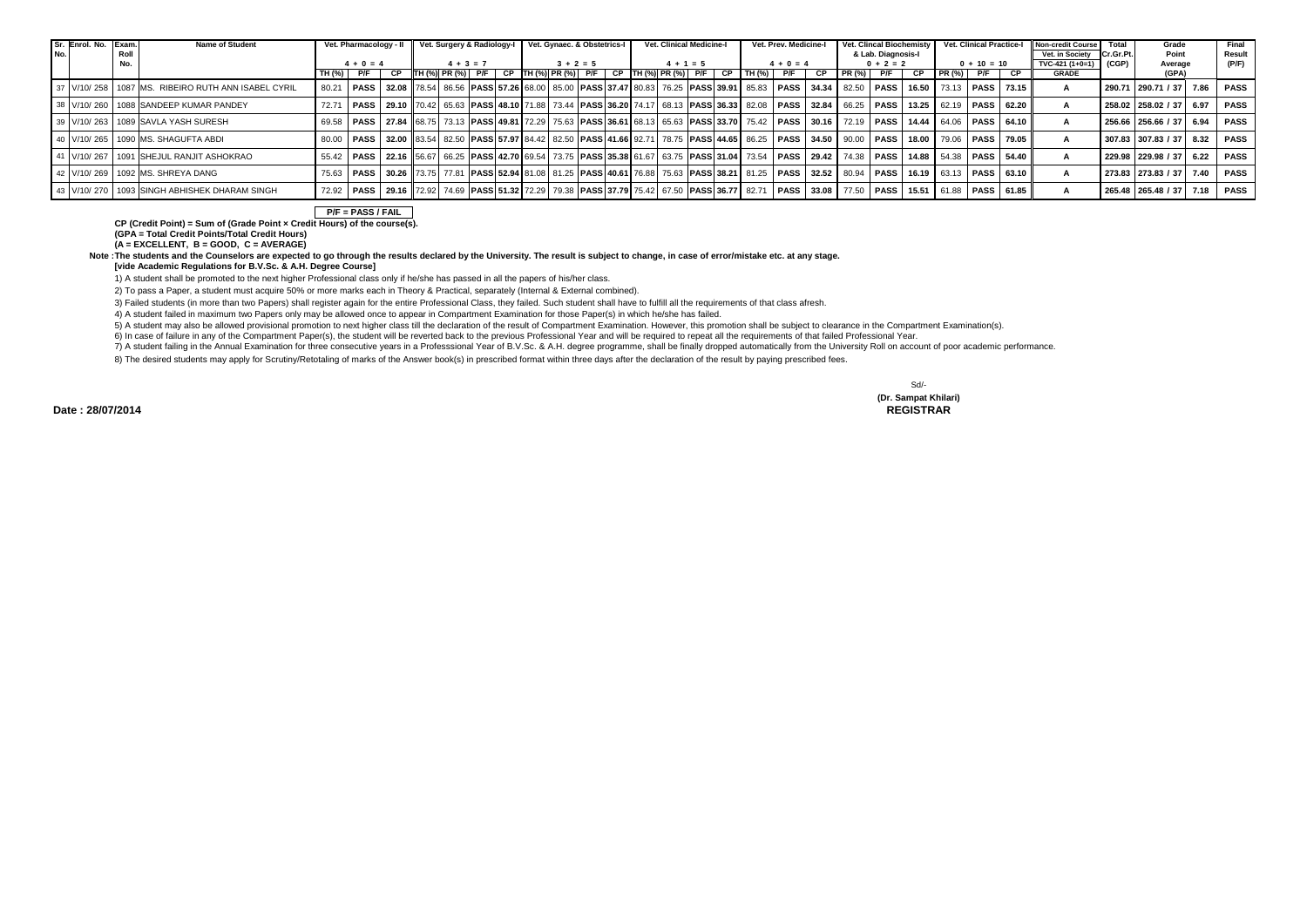| Sr. No. | Enrol. No. | Exam. Roll No. | Name of Student | Vet. Pharmacology - II 4 + 0 = 4 | | | Vet. Surgery & Radiology-I 4 + 3 = 7 | | | | Vet. Gynaec. & Obstetrics-I 3 + 2 = 5 | | | | Vet. Clinical Medicine-I 4 + 1 = 5 | | | | Vet. Prev. Medicine-I 4 + 0 = 4 | | | Vet. Clincal Biochemisty & Lab. Diagnosis-I 0 + 2 = 2 | | | Vet. Clinical Practice-I 0 + 10 = 10 | | | Non-credit Course Vet. in Society TVC-421 (1+0=1) | Total Cr.Gr.Pt. (CGP) | Grade Point Average (GPA) | | Final Result (P/F) |
|---|---|---|---|---|---|---|---|---|---|---|---|---|---|---|---|---|---|---|---|---|---|---|---|---|---|---|---|---|---|---|---|---|
| | | | | TH (%) | P/F | CP | TH (%) | PR (%) | P/F | CP | TH (%) | PR (%) | P/F | CP | TH (%) | PR (%) | P/F | CP | TH (%) | P/F | CP | PR (%) | P/F | CP | PR (%) | P/F | CP | GRADE | | | | |
| 37 | V/10/ 258 | 1087 | MS. RIBEIRO RUTH ANN ISABEL CYRIL | 80.21 | PASS | 32.08 | 78.54 | 86.56 | PASS | 57.26 | 68.00 | 85.00 | PASS | 37.47 | 80.83 | 76.25 | PASS | 39.91 | 85.83 | PASS | 34.34 | 82.50 | PASS | 16.50 | 73.13 | PASS | 73.15 | A | 290.71 | 290.71 / 37 | 7.86 | PASS |
| 38 | V/10/ 260 | 1088 | SANDEEP KUMAR PANDEY | 72.71 | PASS | 29.10 | 70.42 | 65.63 | PASS | 48.10 | 71.88 | 73.44 | PASS | 36.20 | 74.17 | 68.13 | PASS | 36.33 | 82.08 | PASS | 32.84 | 66.25 | PASS | 13.25 | 62.19 | PASS | 62.20 | A | 258.02 | 258.02 / 37 | 6.97 | PASS |
| 39 | V/10/ 263 | 1089 | SAVLA YASH SURESH | 69.58 | PASS | 27.84 | 68.75 | 73.13 | PASS | 49.81 | 72.29 | 75.63 | PASS | 36.61 | 68.13 | 65.63 | PASS | 33.70 | 75.42 | PASS | 30.16 | 72.19 | PASS | 14.44 | 64.06 | PASS | 64.10 | A | 256.66 | 256.66 / 37 | 6.94 | PASS |
| 40 | V/10/ 265 | 1090 | MS. SHAGUFTA ABDI | 80.00 | PASS | 32.00 | 83.54 | 82.50 | PASS | 57.97 | 84.42 | 82.50 | PASS | 41.66 | 92.71 | 78.75 | PASS | 44.65 | 86.25 | PASS | 34.50 | 90.00 | PASS | 18.00 | 79.06 | PASS | 79.05 | A | 307.83 | 307.83 / 37 | 8.32 | PASS |
| 41 | V/10/ 267 | 1091 | SHEJUL RANJIT ASHOKRAO | 55.42 | PASS | 22.16 | 56.67 | 66.25 | PASS | 42.70 | 69.54 | 73.75 | PASS | 35.38 | 61.67 | 63.75 | PASS | 31.04 | 73.54 | PASS | 29.42 | 74.38 | PASS | 14.88 | 54.38 | PASS | 54.40 | A | 229.98 | 229.98 / 37 | 6.22 | PASS |
| 42 | V/10/ 269 | 1092 | MS. SHREYA DANG | 75.63 | PASS | 30.26 | 73.75 | 77.81 | PASS | 52.94 | 81.08 | 81.25 | PASS | 40.61 | 76.88 | 75.63 | PASS | 38.21 | 81.25 | PASS | 32.52 | 80.94 | PASS | 16.19 | 63.13 | PASS | 63.10 | A | 273.83 | 273.83 / 37 | 7.40 | PASS |
| 43 | V/10/ 270 | 1093 | SINGH ABHISHEK DHARAM SINGH | 72.92 | PASS | 29.16 | 72.92 | 74.69 | PASS | 51.32 | 72.29 | 79.38 | PASS | 37.79 | 75.42 | 67.50 | PASS | 36.77 | 82.71 | PASS | 33.08 | 77.50 | PASS | 15.51 | 61.88 | PASS | 61.85 | A | 265.48 | 265.48 / 37 | 7.18 | PASS |

**P/F = PASS / FAIL**

**CP (Credit Point) = Sum of (Grade Point × Credit Hours) of the course(s).**
**(GPA = Total Credit Points/Total Credit Hours)**
**(A = EXCELLENT, B = GOOD, C = AVERAGE)**

**Note : The students and the Counselors are expected to go through the results declared by the University. The result is subject to change, in case of error/mistake etc. at any stage.**
**[vide Academic Regulations for B.V.Sc. & A.H. Degree Course]**

1) A student shall be promoted to the next higher Professional class only if he/she has passed in all the papers of his/her class.

2) To pass a Paper, a student must acquire 50% or more marks each in Theory & Practical, separately (Internal & External combined).

3) Failed students (in more than two Papers) shall register again for the entire Professional Class, they failed. Such student shall have to fulfill all the requirements of that class afresh.

4) A student failed in maximum two Papers only may be allowed once to appear in Compartment Examination for those Paper(s) in which he/she has failed.

5) A student may also be allowed provisional promotion to next higher class till the declaration of the result of Compartment Examination. However, this promotion shall be subject to clearance in the Compartment Examination(s).

6) In case of failure in any of the Compartment Paper(s), the student will be reverted back to the previous Professional Year and will be required to repeat all the requirements of that failed Professional Year.

7) A student failing in the Annual Examination for three consecutive years in a Professsional Year of B.V.Sc. & A.H. degree programme, shall be finally dropped automatically from the University Roll on account of poor academic performance.

8) The desired students may apply for Scrutiny/Retotaling of marks of the Answer book(s) in prescribed format within three days after the declaration of the result by paying prescribed fees.

**Date : 28/07/2014**

Sd/-
**(Dr. Sampat Khilari)**
**REGISTRAR**